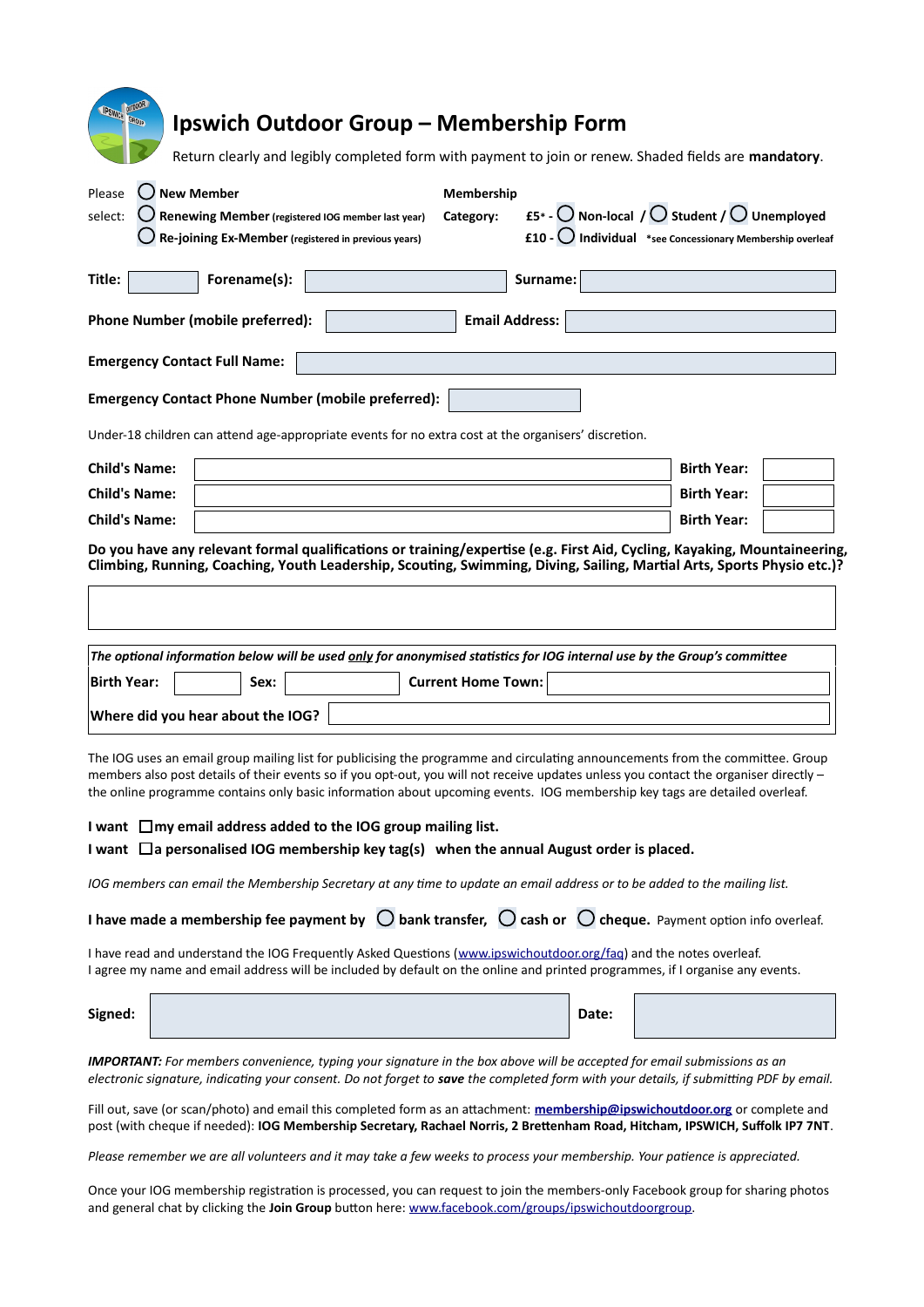# Ipswich Outdoor Group – Membership Form

Return clearly and legibly completed form with payment to join or renew. Shaded fields are **mandatory**.

Please select:
- ○ **New Member**
- ○ **Renewing Member** (registered IOG member last year)
- ○ **Re-joining Ex-Member** (registered in previous years)

**Membership Category:**
- **£5*** - ○ **Non-local** / ○ **Student** / ○ **Unemployed**
- **£10** - ○ **Individual** *see Concessionary Membership overleaf

| **Title:** | | **Forename(s):** | | **Surname:** | |
|---|---|---|---|---|---|

| **Phone Number (mobile preferred):** | | **Email Address:** | |
|---|---|---|---|

**Emergency Contact Full Name:** ______________________

**Emergency Contact Phone Number (mobile preferred):** ______________________

Under-18 children can attend age-appropriate events for no extra cost at the organisers' discretion.

| **Child's Name:** | | **Birth Year:** | |
|---|---|---|---|
| **Child's Name:** | | **Birth Year:** | |
| **Child's Name:** | | **Birth Year:** | |

**Do you have any relevant formal qualifications or training/expertise (e.g. First Aid, Cycling, Kayaking, Mountaineering, Climbing, Running, Coaching, Youth Leadership, Scouting, Swimming, Diving, Sailing, Martial Arts, Sports Physio etc.)?**

______________________

***The optional information below will be used only for anonymised statistics for IOG internal use by the Group's committee***

| **Birth Year:** | | **Sex:** | | **Current Home Town:** | |
|---|---|---|---|---|---|

**Where did you hear about the IOG?** ______________________

The IOG uses an email group mailing list for publicising the programme and circulating announcements from the committee. Group members also post details of their events so if you opt-out, you will not receive updates unless you contact the organiser directly – the online programme contains only basic information about upcoming events. IOG membership key tags are detailed overleaf.

**I want** ☐ **my email address added to the IOG group mailing list.**

**I want** ☐ **a personalised IOG membership key tag(s) when the annual August order is placed.**

*IOG members can email the Membership Secretary at any time to update an email address or to be added to the mailing list.*

**I have made a membership fee payment by** ○ **bank transfer,** ○ **cash or** ○ **cheque.** Payment option info overleaf.

I have read and understand the IOG Frequently Asked Questions (www.ipswichoutdoor.org/faq) and the notes overleaf.
I agree my name and email address will be included by default on the online and printed programmes, if I organise any events.

| **Signed:** | | **Date:** | |
|---|---|---|---|

***IMPORTANT:*** *For members convenience, typing your signature in the box above will be accepted for email submissions as an electronic signature, indicating your consent. Do not forget to **save** the completed form with your details, if submitting PDF by email.*

Fill out, save (or scan/photo) and email this completed form as an attachment: **membership@ipswichoutdoor.org** or complete and post (with cheque if needed): **IOG Membership Secretary, Rachael Norris, 2 Brettenham Road, Hitcham, IPSWICH, Suffolk IP7 7NT**.

*Please remember we are all volunteers and it may take a few weeks to process your membership. Your patience is appreciated.*

Once your IOG membership registration is processed, you can request to join the members-only Facebook group for sharing photos and general chat by clicking the **Join Group** button here: www.facebook.com/groups/ipswichoutdoorgroup.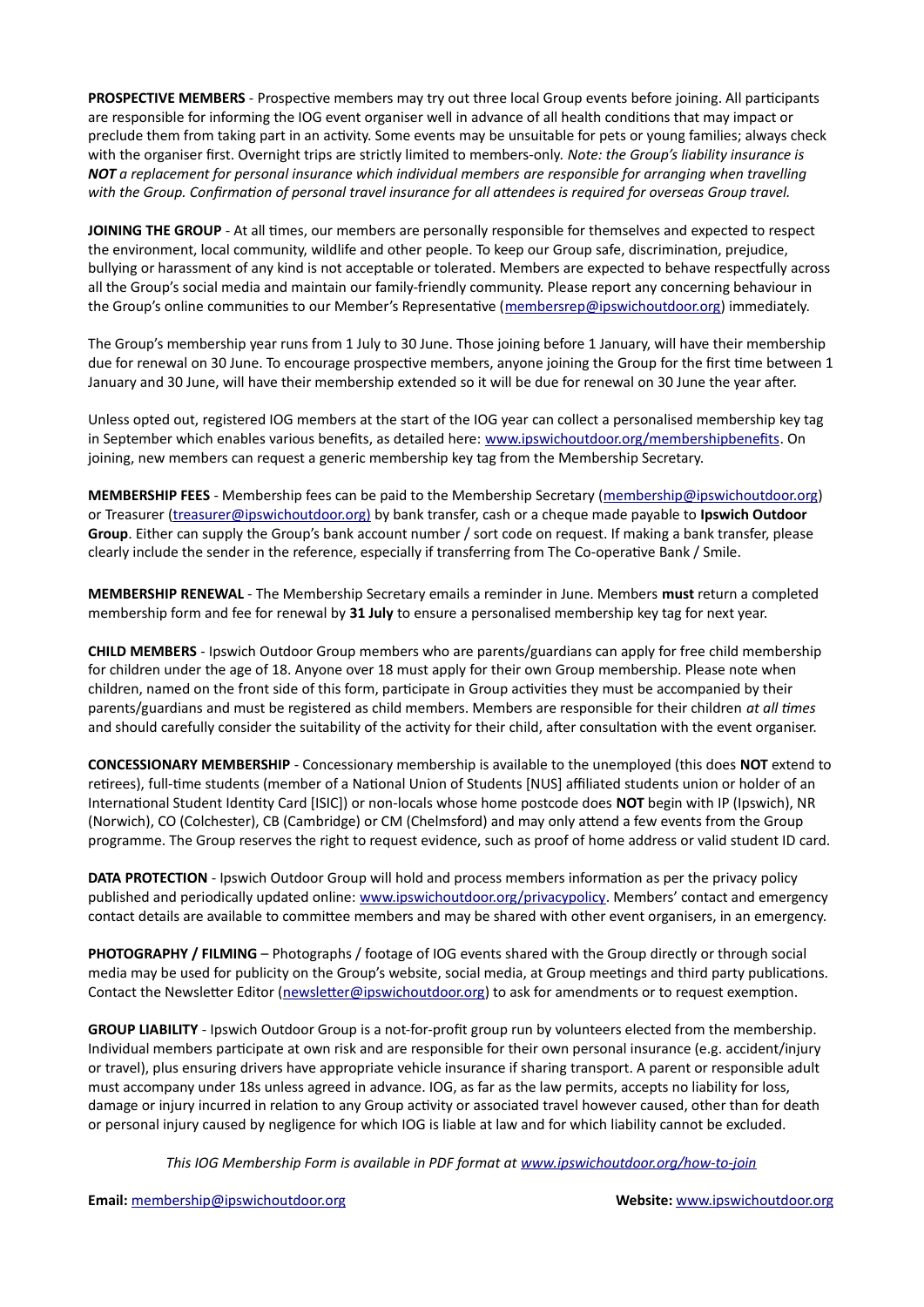**PROSPECTIVE MEMBERS** - Prospective members may try out three local Group events before joining. All participants are responsible for informing the IOG event organiser well in advance of all health conditions that may impact or preclude them from taking part in an activity. Some events may be unsuitable for pets or young families; always check with the organiser first. Overnight trips are strictly limited to members-only. *Note: the Group's liability insurance is **NOT** a replacement for personal insurance which individual members are responsible for arranging when travelling with the Group. Confirmation of personal travel insurance for all attendees is required for overseas Group travel.*

**JOINING THE GROUP** - At all times, our members are personally responsible for themselves and expected to respect the environment, local community, wildlife and other people. To keep our Group safe, discrimination, prejudice, bullying or harassment of any kind is not acceptable or tolerated. Members are expected to behave respectfully across all the Group's social media and maintain our family-friendly community. Please report any concerning behaviour in the Group's online communities to our Member's Representative (membersrep@ipswichoutdoor.org) immediately.

The Group's membership year runs from 1 July to 30 June. Those joining before 1 January, will have their membership due for renewal on 30 June. To encourage prospective members, anyone joining the Group for the first time between 1 January and 30 June, will have their membership extended so it will be due for renewal on 30 June the year after.

Unless opted out, registered IOG members at the start of the IOG year can collect a personalised membership key tag in September which enables various benefits, as detailed here: www.ipswichoutdoor.org/membershipbenefits. On joining, new members can request a generic membership key tag from the Membership Secretary.

**MEMBERSHIP FEES** - Membership fees can be paid to the Membership Secretary (membership@ipswichoutdoor.org) or Treasurer (treasurer@ipswichoutdoor.org) by bank transfer, cash or a cheque made payable to **Ipswich Outdoor Group**. Either can supply the Group's bank account number / sort code on request. If making a bank transfer, please clearly include the sender in the reference, especially if transferring from The Co-operative Bank / Smile.

**MEMBERSHIP RENEWAL** - The Membership Secretary emails a reminder in June. Members **must** return a completed membership form and fee for renewal by **31 July** to ensure a personalised membership key tag for next year.

**CHILD MEMBERS** - Ipswich Outdoor Group members who are parents/guardians can apply for free child membership for children under the age of 18. Anyone over 18 must apply for their own Group membership. Please note when children, named on the front side of this form, participate in Group activities they must be accompanied by their parents/guardians and must be registered as child members. Members are responsible for their children *at all times* and should carefully consider the suitability of the activity for their child, after consultation with the event organiser.

**CONCESSIONARY MEMBERSHIP** - Concessionary membership is available to the unemployed (this does **NOT** extend to retirees), full-time students (member of a National Union of Students [NUS] affiliated students union or holder of an International Student Identity Card [ISIC]) or non-locals whose home postcode does **NOT** begin with IP (Ipswich), NR (Norwich), CO (Colchester), CB (Cambridge) or CM (Chelmsford) and may only attend a few events from the Group programme. The Group reserves the right to request evidence, such as proof of home address or valid student ID card.

**DATA PROTECTION** - Ipswich Outdoor Group will hold and process members information as per the privacy policy published and periodically updated online: www.ipswichoutdoor.org/privacypolicy. Members' contact and emergency contact details are available to committee members and may be shared with other event organisers, in an emergency.

**PHOTOGRAPHY / FILMING** – Photographs / footage of IOG events shared with the Group directly or through social media may be used for publicity on the Group's website, social media, at Group meetings and third party publications. Contact the Newsletter Editor (newsletter@ipswichoutdoor.org) to ask for amendments or to request exemption.

**GROUP LIABILITY** - Ipswich Outdoor Group is a not-for-profit group run by volunteers elected from the membership. Individual members participate at own risk and are responsible for their own personal insurance (e.g. accident/injury or travel), plus ensuring drivers have appropriate vehicle insurance if sharing transport. A parent or responsible adult must accompany under 18s unless agreed in advance. IOG, as far as the law permits, accepts no liability for loss, damage or injury incurred in relation to any Group activity or associated travel however caused, other than for death or personal injury caused by negligence for which IOG is liable at law and for which liability cannot be excluded.

*This IOG Membership Form is available in PDF format at www.ipswichoutdoor.org/how-to-join*

**Email:** membership@ipswichoutdoor.org **Website:** www.ipswichoutdoor.org